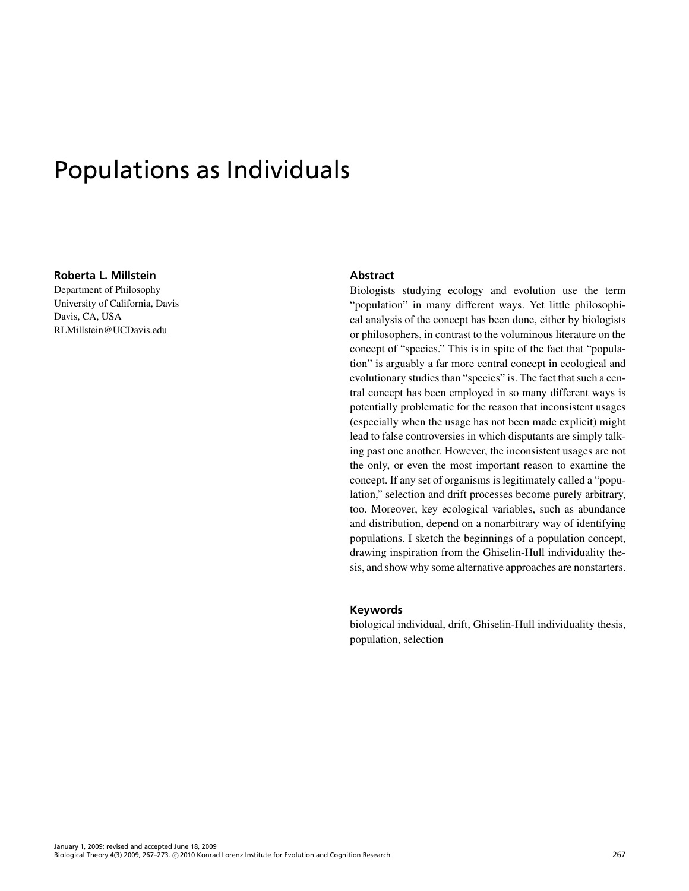# Populations as Individuals

**Roberta L. Millstein**
Department of Philosophy
University of California, Davis
Davis, CA, USA
RLMillstein@UCDavis.edu

## Abstract

Biologists studying ecology and evolution use the term "population" in many different ways. Yet little philosophical analysis of the concept has been done, either by biologists or philosophers, in contrast to the voluminous literature on the concept of "species." This is in spite of the fact that "population" is arguably a far more central concept in ecological and evolutionary studies than "species" is. The fact that such a central concept has been employed in so many different ways is potentially problematic for the reason that inconsistent usages (especially when the usage has not been made explicit) might lead to false controversies in which disputants are simply talking past one another. However, the inconsistent usages are not the only, or even the most important reason to examine the concept. If any set of organisms is legitimately called a "population," selection and drift processes become purely arbitrary, too. Moreover, key ecological variables, such as abundance and distribution, depend on a nonarbitrary way of identifying populations. I sketch the beginnings of a population concept, drawing inspiration from the Ghiselin-Hull individuality thesis, and show why some alternative approaches are nonstarters.

## Keywords

biological individual, drift, Ghiselin-Hull individuality thesis, population, selection

January 1, 2009; revised and accepted June 18, 2009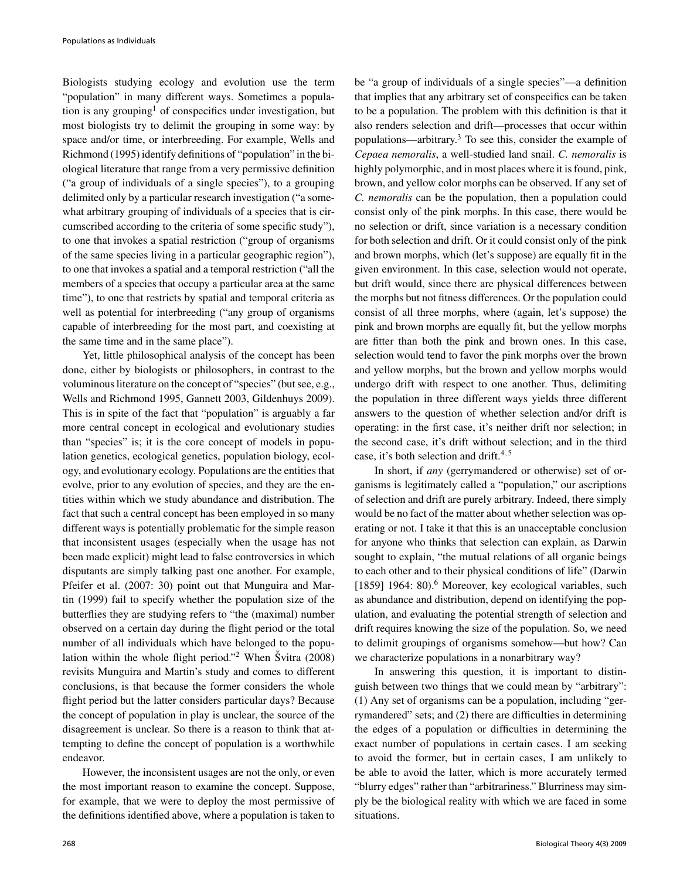Biologists studying ecology and evolution use the term "population" in many different ways. Sometimes a population is any grouping[1] of conspecifics under investigation, but most biologists try to delimit the grouping in some way: by space and/or time, or interbreeding. For example, Wells and Richmond (1995) identify definitions of "population" in the biological literature that range from a very permissive definition ("a group of individuals of a single species"), to a grouping delimited only by a particular research investigation ("a somewhat arbitrary grouping of individuals of a species that is circumscribed according to the criteria of some specific study"), to one that invokes a spatial restriction ("group of organisms of the same species living in a particular geographic region"), to one that invokes a spatial and a temporal restriction ("all the members of a species that occupy a particular area at the same time"), to one that restricts by spatial and temporal criteria as well as potential for interbreeding ("any group of organisms capable of interbreeding for the most part, and coexisting at the same time and in the same place").

Yet, little philosophical analysis of the concept has been done, either by biologists or philosophers, in contrast to the voluminous literature on the concept of "species" (but see, e.g., Wells and Richmond 1995, Gannett 2003, Gildenhuys 2009). This is in spite of the fact that "population" is arguably a far more central concept in ecological and evolutionary studies than "species" is; it is the core concept of models in population genetics, ecological genetics, population biology, ecology, and evolutionary ecology. Populations are the entities that evolve, prior to any evolution of species, and they are the entities within which we study abundance and distribution. The fact that such a central concept has been employed in so many different ways is potentially problematic for the simple reason that inconsistent usages (especially when the usage has not been made explicit) might lead to false controversies in which disputants are simply talking past one another. For example, Pfeifer et al. (2007: 30) point out that Munguira and Martin (1999) fail to specify whether the population size of the butterflies they are studying refers to "the (maximal) number observed on a certain day during the flight period or the total number of all individuals which have belonged to the population within the whole flight period."[2] When Švitra (2008) revisits Munguira and Martin's study and comes to different conclusions, is that because the former considers the whole flight period but the latter considers particular days? Because the concept of population in play is unclear, the source of the disagreement is unclear. So there is a reason to think that attempting to define the concept of population is a worthwhile endeavor.

However, the inconsistent usages are not the only, or even the most important reason to examine the concept. Suppose, for example, that we were to deploy the most permissive of the definitions identified above, where a population is taken to be "a group of individuals of a single species"—a definition that implies that any arbitrary set of conspecifics can be taken to be a population. The problem with this definition is that it also renders selection and drift—processes that occur within populations—arbitrary.[3] To see this, consider the example of *Cepaea nemoralis*, a well-studied land snail. *C. nemoralis* is highly polymorphic, and in most places where it is found, pink, brown, and yellow color morphs can be observed. If any set of *C. nemoralis* can be the population, then a population could consist only of the pink morphs. In this case, there would be no selection or drift, since variation is a necessary condition for both selection and drift. Or it could consist only of the pink and brown morphs, which (let's suppose) are equally fit in the given environment. In this case, selection would not operate, but drift would, since there are physical differences between the morphs but not fitness differences. Or the population could consist of all three morphs, where (again, let's suppose) the pink and brown morphs are equally fit, but the yellow morphs are fitter than both the pink and brown ones. In this case, selection would tend to favor the pink morphs over the brown and yellow morphs, but the brown and yellow morphs would undergo drift with respect to one another. Thus, delimiting the population in three different ways yields three different answers to the question of whether selection and/or drift is operating: in the first case, it's neither drift nor selection; in the second case, it's drift without selection; and in the third case, it's both selection and drift.[4,5]

In short, if *any* (gerrymandered or otherwise) set of organisms is legitimately called a "population," our ascriptions of selection and drift are purely arbitrary. Indeed, there simply would be no fact of the matter about whether selection was operating or not. I take it that this is an unacceptable conclusion for anyone who thinks that selection can explain, as Darwin sought to explain, "the mutual relations of all organic beings to each other and to their physical conditions of life" (Darwin [1859] 1964: 80).[6] Moreover, key ecological variables, such as abundance and distribution, depend on identifying the population, and evaluating the potential strength of selection and drift requires knowing the size of the population. So, we need to delimit groupings of organisms somehow—but how? Can we characterize populations in a nonarbitrary way?

In answering this question, it is important to distinguish between two things that we could mean by "arbitrary": (1) Any set of organisms can be a population, including "gerrymandered" sets; and (2) there are difficulties in determining the edges of a population or difficulties in determining the exact number of populations in certain cases. I am seeking to avoid the former, but in certain cases, I am unlikely to be able to avoid the latter, which is more accurately termed "blurry edges" rather than "arbitrariness." Blurriness may simply be the biological reality with which we are faced in some situations.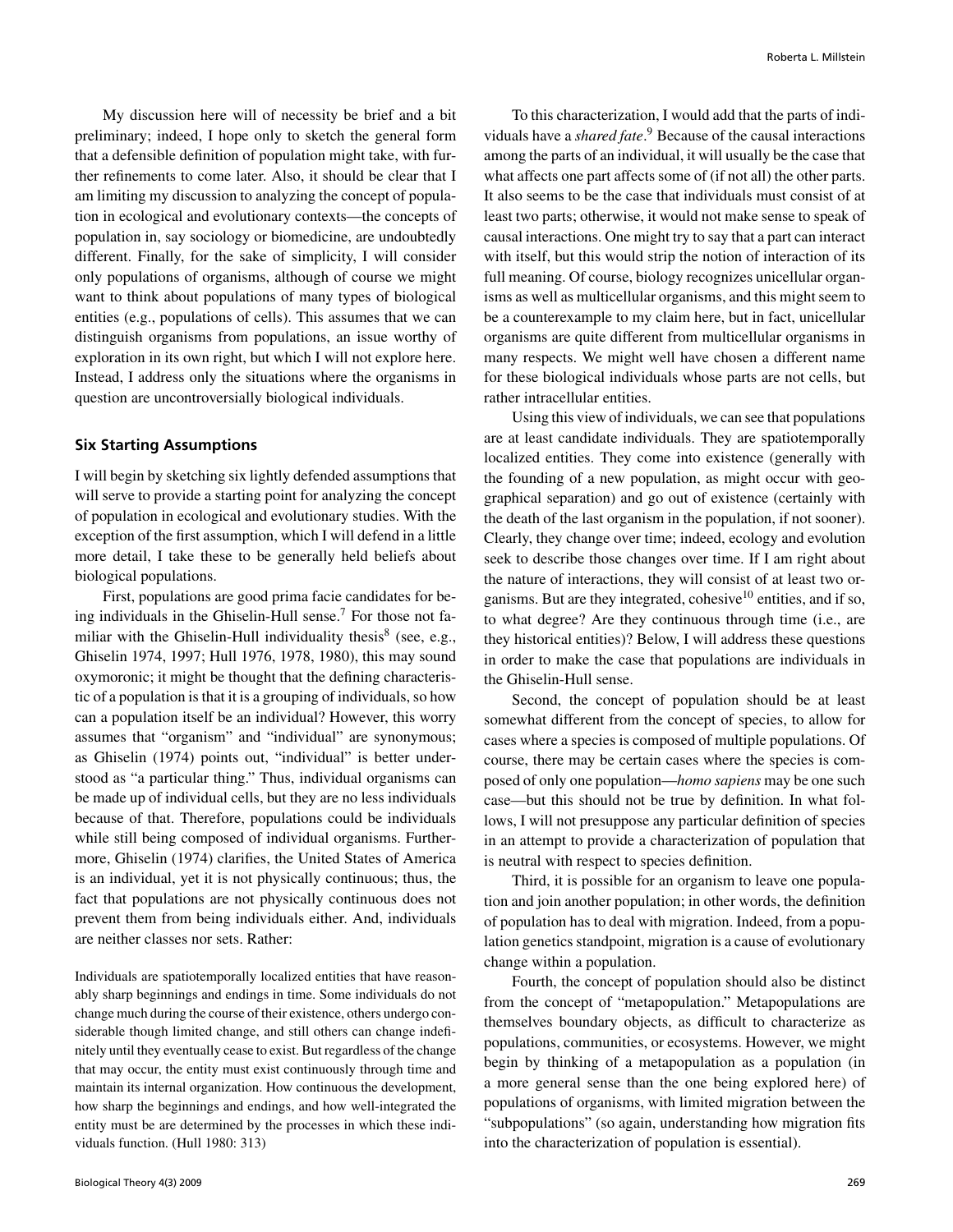My discussion here will of necessity be brief and a bit preliminary; indeed, I hope only to sketch the general form that a defensible definition of population might take, with further refinements to come later. Also, it should be clear that I am limiting my discussion to analyzing the concept of population in ecological and evolutionary contexts—the concepts of population in, say sociology or biomedicine, are undoubtedly different. Finally, for the sake of simplicity, I will consider only populations of organisms, although of course we might want to think about populations of many types of biological entities (e.g., populations of cells). This assumes that we can distinguish organisms from populations, an issue worthy of exploration in its own right, but which I will not explore here. Instead, I address only the situations where the organisms in question are uncontroversially biological individuals.

## Six Starting Assumptions

I will begin by sketching six lightly defended assumptions that will serve to provide a starting point for analyzing the concept of population in ecological and evolutionary studies. With the exception of the first assumption, which I will defend in a little more detail, I take these to be generally held beliefs about biological populations.

First, populations are good prima facie candidates for being individuals in the Ghiselin-Hull sense.[7] For those not familiar with the Ghiselin-Hull individuality thesis[8] (see, e.g., Ghiselin 1974, 1997; Hull 1976, 1978, 1980), this may sound oxymoronic; it might be thought that the defining characteristic of a population is that it is a grouping of individuals, so how can a population itself be an individual? However, this worry assumes that "organism" and "individual" are synonymous; as Ghiselin (1974) points out, "individual" is better understood as "a particular thing." Thus, individual organisms can be made up of individual cells, but they are no less individuals because of that. Therefore, populations could be individuals while still being composed of individual organisms. Furthermore, Ghiselin (1974) clarifies, the United States of America is an individual, yet it is not physically continuous; thus, the fact that populations are not physically continuous does not prevent them from being individuals either. And, individuals are neither classes nor sets. Rather:

> Individuals are spatiotemporally localized entities that have reasonably sharp beginnings and endings in time. Some individuals do not change much during the course of their existence, others undergo considerable though limited change, and still others can change indefinitely until they eventually cease to exist. But regardless of the change that may occur, the entity must exist continuously through time and maintain its internal organization. How continuous the development, how sharp the beginnings and endings, and how well-integrated the entity must be are determined by the processes in which these individuals function. (Hull 1980: 313)

To this characterization, I would add that the parts of individuals have a *shared fate*.[9] Because of the causal interactions among the parts of an individual, it will usually be the case that what affects one part affects some of (if not all) the other parts. It also seems to be the case that individuals must consist of at least two parts; otherwise, it would not make sense to speak of causal interactions. One might try to say that a part can interact with itself, but this would strip the notion of interaction of its full meaning. Of course, biology recognizes unicellular organisms as well as multicellular organisms, and this might seem to be a counterexample to my claim here, but in fact, unicellular organisms are quite different from multicellular organisms in many respects. We might well have chosen a different name for these biological individuals whose parts are not cells, but rather intracellular entities.

Using this view of individuals, we can see that populations are at least candidate individuals. They are spatiotemporally localized entities. They come into existence (generally with the founding of a new population, as might occur with geographical separation) and go out of existence (certainly with the death of the last organism in the population, if not sooner). Clearly, they change over time; indeed, ecology and evolution seek to describe those changes over time. If I am right about the nature of interactions, they will consist of at least two organisms. But are they integrated, cohesive[10] entities, and if so, to what degree? Are they continuous through time (i.e., are they historical entities)? Below, I will address these questions in order to make the case that populations are individuals in the Ghiselin-Hull sense.

Second, the concept of population should be at least somewhat different from the concept of species, to allow for cases where a species is composed of multiple populations. Of course, there may be certain cases where the species is composed of only one population—*homo sapiens* may be one such case—but this should not be true by definition. In what follows, I will not presuppose any particular definition of species in an attempt to provide a characterization of population that is neutral with respect to species definition.

Third, it is possible for an organism to leave one population and join another population; in other words, the definition of population has to deal with migration. Indeed, from a population genetics standpoint, migration is a cause of evolutionary change within a population.

Fourth, the concept of population should also be distinct from the concept of "metapopulation." Metapopulations are themselves boundary objects, as difficult to characterize as populations, communities, or ecosystems. However, we might begin by thinking of a metapopulation as a population (in a more general sense than the one being explored here) of populations of organisms, with limited migration between the "subpopulations" (so again, understanding how migration fits into the characterization of population is essential).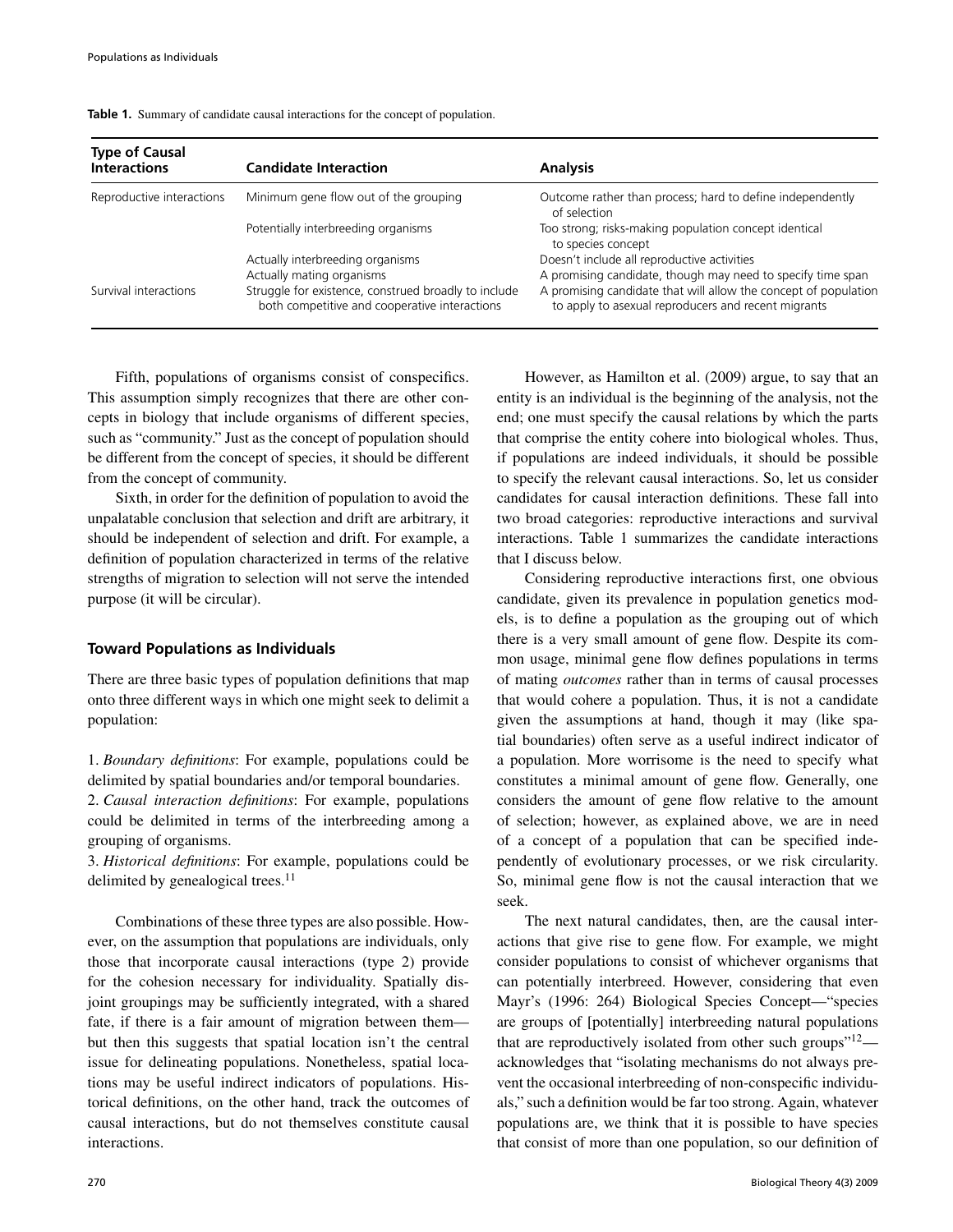**Table 1.** Summary of candidate causal interactions for the concept of population.

| Type of Causal Interactions | Candidate Interaction | Analysis |
|---|---|---|
| Reproductive interactions | Minimum gene flow out of the grouping | Outcome rather than process; hard to define independently of selection |
| | Potentially interbreeding organisms | Too strong; risks-making population concept identical to species concept |
| | Actually interbreeding organisms | Doesn't include all reproductive activities |
| | Actually mating organisms | A promising candidate, though may need to specify time span |
| Survival interactions | Struggle for existence, construed broadly to include both competitive and cooperative interactions | A promising candidate that will allow the concept of population to apply to asexual reproducers and recent migrants |

Fifth, populations of organisms consist of conspecifics. This assumption simply recognizes that there are other concepts in biology that include organisms of different species, such as "community." Just as the concept of population should be different from the concept of species, it should be different from the concept of community.

Sixth, in order for the definition of population to avoid the unpalatable conclusion that selection and drift are arbitrary, it should be independent of selection and drift. For example, a definition of population characterized in terms of the relative strengths of migration to selection will not serve the intended purpose (it will be circular).

### Toward Populations as Individuals

There are three basic types of population definitions that map onto three different ways in which one might seek to delimit a population:

1. *Boundary definitions*: For example, populations could be delimited by spatial boundaries and/or temporal boundaries.
2. *Causal interaction definitions*: For example, populations could be delimited in terms of the interbreeding among a grouping of organisms.
3. *Historical definitions*: For example, populations could be delimited by genealogical trees.[11]

Combinations of these three types are also possible. However, on the assumption that populations are individuals, only those that incorporate causal interactions (type 2) provide for the cohesion necessary for individuality. Spatially disjoint groupings may be sufficiently integrated, with a shared fate, if there is a fair amount of migration between them—but then this suggests that spatial location isn't the central issue for delineating populations. Nonetheless, spatial locations may be useful indirect indicators of populations. Historical definitions, on the other hand, track the outcomes of causal interactions, but do not themselves constitute causal interactions.

However, as Hamilton et al. (2009) argue, to say that an entity is an individual is the beginning of the analysis, not the end; one must specify the causal relations by which the parts that comprise the entity cohere into biological wholes. Thus, if populations are indeed individuals, it should be possible to specify the relevant causal interactions. So, let us consider candidates for causal interaction definitions. These fall into two broad categories: reproductive interactions and survival interactions. Table 1 summarizes the candidate interactions that I discuss below.

Considering reproductive interactions first, one obvious candidate, given its prevalence in population genetics models, is to define a population as the grouping out of which there is a very small amount of gene flow. Despite its common usage, minimal gene flow defines populations in terms of mating *outcomes* rather than in terms of causal processes that would cohere a population. Thus, it is not a candidate given the assumptions at hand, though it may (like spatial boundaries) often serve as a useful indirect indicator of a population. More worrisome is the need to specify what constitutes a minimal amount of gene flow. Generally, one considers the amount of gene flow relative to the amount of selection; however, as explained above, we are in need of a concept of a population that can be specified independently of evolutionary processes, or we risk circularity. So, minimal gene flow is not the causal interaction that we seek.

The next natural candidates, then, are the causal interactions that give rise to gene flow. For example, we might consider populations to consist of whichever organisms that can potentially interbreed. However, considering that even Mayr's (1996: 264) Biological Species Concept—"species are groups of [potentially] interbreeding natural populations that are reproductively isolated from other such groups"[12]—acknowledges that "isolating mechanisms do not always prevent the occasional interbreeding of non-conspecific individuals," such a definition would be far too strong. Again, whatever populations are, we think that it is possible to have species that consist of more than one population, so our definition of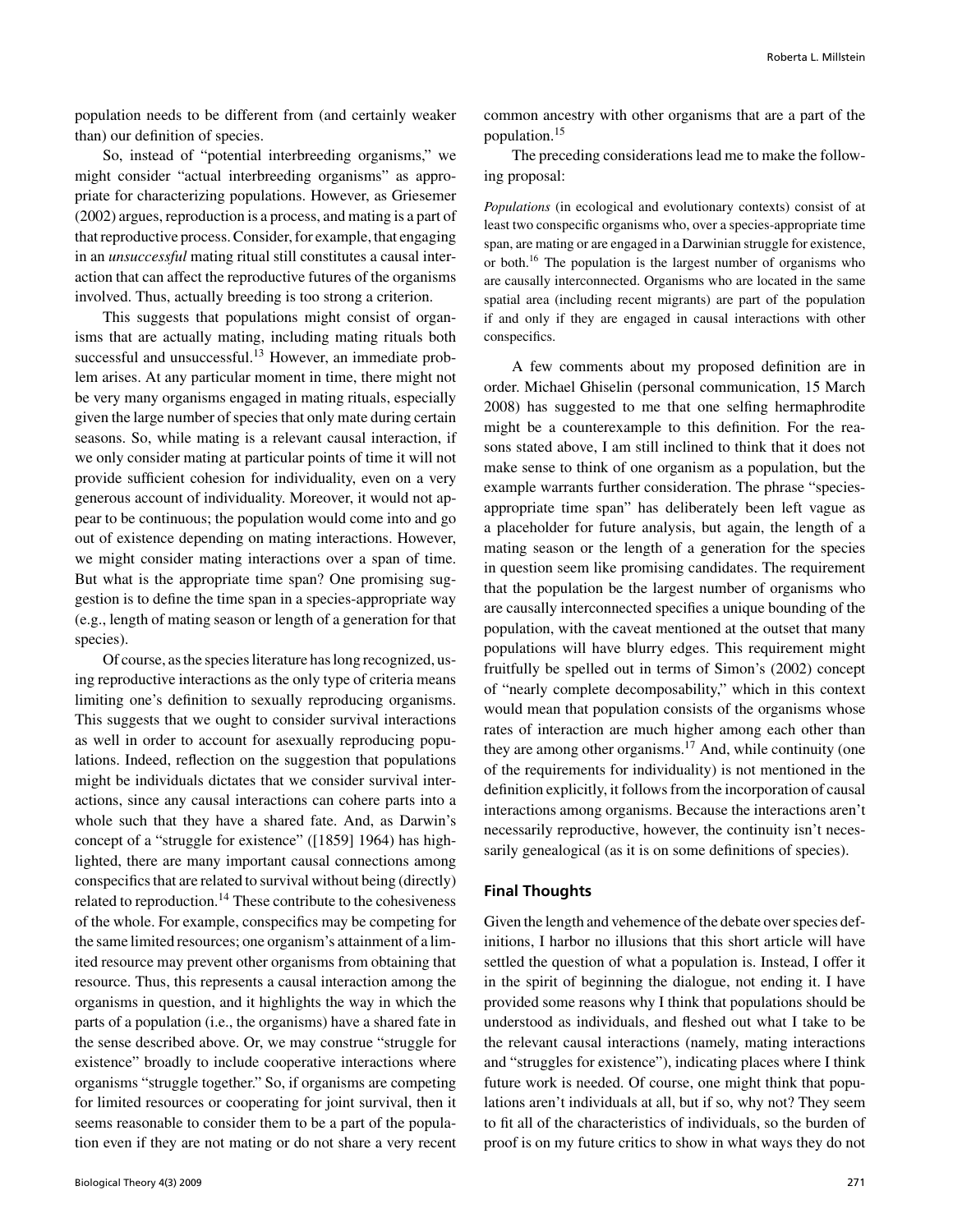population needs to be different from (and certainly weaker than) our definition of species.

So, instead of "potential interbreeding organisms," we might consider "actual interbreeding organisms" as appropriate for characterizing populations. However, as Griesemer (2002) argues, reproduction is a process, and mating is a part of that reproductive process. Consider, for example, that engaging in an *unsuccessful* mating ritual still constitutes a causal interaction that can affect the reproductive futures of the organisms involved. Thus, actually breeding is too strong a criterion.

This suggests that populations might consist of organisms that are actually mating, including mating rituals both successful and unsuccessful.[13] However, an immediate problem arises. At any particular moment in time, there might not be very many organisms engaged in mating rituals, especially given the large number of species that only mate during certain seasons. So, while mating is a relevant causal interaction, if we only consider mating at particular points of time it will not provide sufficient cohesion for individuality, even on a very generous account of individuality. Moreover, it would not appear to be continuous; the population would come into and go out of existence depending on mating interactions. However, we might consider mating interactions over a span of time. But what is the appropriate time span? One promising suggestion is to define the time span in a species-appropriate way (e.g., length of mating season or length of a generation for that species).

Of course, as the species literature has long recognized, using reproductive interactions as the only type of criteria means limiting one's definition to sexually reproducing organisms. This suggests that we ought to consider survival interactions as well in order to account for asexually reproducing populations. Indeed, reflection on the suggestion that populations might be individuals dictates that we consider survival interactions, since any causal interactions can cohere parts into a whole such that they have a shared fate. And, as Darwin's concept of a "struggle for existence" ([1859] 1964) has highlighted, there are many important causal connections among conspecifics that are related to survival without being (directly) related to reproduction.[14] These contribute to the cohesiveness of the whole. For example, conspecifics may be competing for the same limited resources; one organism's attainment of a limited resource may prevent other organisms from obtaining that resource. Thus, this represents a causal interaction among the organisms in question, and it highlights the way in which the parts of a population (i.e., the organisms) have a shared fate in the sense described above. Or, we may construe "struggle for existence" broadly to include cooperative interactions where organisms "struggle together." So, if organisms are competing for limited resources or cooperating for joint survival, then it seems reasonable to consider them to be a part of the population even if they are not mating or do not share a very recent common ancestry with other organisms that are a part of the population.[15]

The preceding considerations lead me to make the following proposal:

> *Populations* (in ecological and evolutionary contexts) consist of at least two conspecific organisms who, over a species-appropriate time span, are mating or are engaged in a Darwinian struggle for existence, or both.[16] The population is the largest number of organisms who are causally interconnected. Organisms who are located in the same spatial area (including recent migrants) are part of the population if and only if they are engaged in causal interactions with other conspecifics.

A few comments about my proposed definition are in order. Michael Ghiselin (personal communication, 15 March 2008) has suggested to me that one selfing hermaphrodite might be a counterexample to this definition. For the reasons stated above, I am still inclined to think that it does not make sense to think of one organism as a population, but the example warrants further consideration. The phrase "species-appropriate time span" has deliberately been left vague as a placeholder for future analysis, but again, the length of a mating season or the length of a generation for the species in question seem like promising candidates. The requirement that the population be the largest number of organisms who are causally interconnected specifies a unique bounding of the population, with the caveat mentioned at the outset that many populations will have blurry edges. This requirement might fruitfully be spelled out in terms of Simon's (2002) concept of "nearly complete decomposability," which in this context would mean that population consists of the organisms whose rates of interaction are much higher among each other than they are among other organisms.[17] And, while continuity (one of the requirements for individuality) is not mentioned in the definition explicitly, it follows from the incorporation of causal interactions among organisms. Because the interactions aren't necessarily reproductive, however, the continuity isn't necessarily genealogical (as it is on some definitions of species).

## Final Thoughts

Given the length and vehemence of the debate over species definitions, I harbor no illusions that this short article will have settled the question of what a population is. Instead, I offer it in the spirit of beginning the dialogue, not ending it. I have provided some reasons why I think that populations should be understood as individuals, and fleshed out what I take to be the relevant causal interactions (namely, mating interactions and "struggles for existence"), indicating places where I think future work is needed. Of course, one might think that populations aren't individuals at all, but if so, why not? They seem to fit all of the characteristics of individuals, so the burden of proof is on my future critics to show in what ways they do not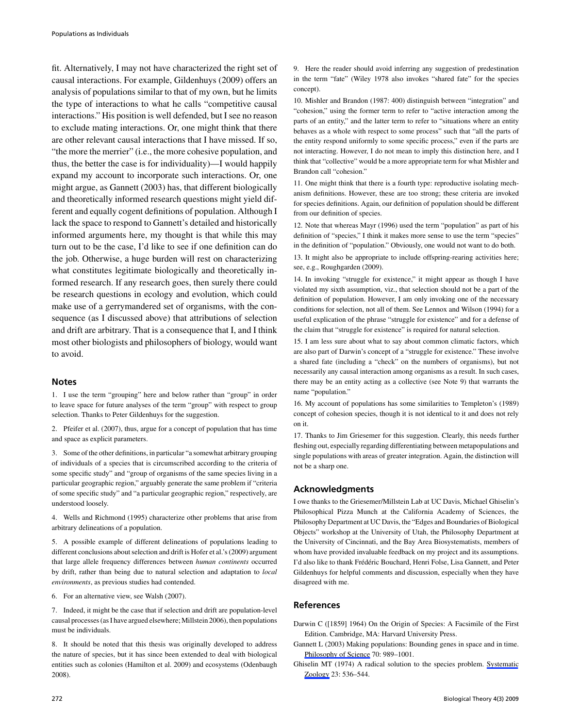fit. Alternatively, I may not have characterized the right set of causal interactions. For example, Gildenhuys (2009) offers an analysis of populations similar to that of my own, but he limits the type of interactions to what he calls "competitive causal interactions." His position is well defended, but I see no reason to exclude mating interactions. Or, one might think that there are other relevant causal interactions that I have missed. If so, "the more the merrier" (i.e., the more cohesive population, and thus, the better the case is for individuality)—I would happily expand my account to incorporate such interactions. Or, one might argue, as Gannett (2003) has, that different biologically and theoretically informed research questions might yield different and equally cogent definitions of population. Although I lack the space to respond to Gannett's detailed and historically informed arguments here, my thought is that while this may turn out to be the case, I'd like to see if one definition can do the job. Otherwise, a huge burden will rest on characterizing what constitutes legitimate biologically and theoretically informed research. If any research goes, then surely there could be research questions in ecology and evolution, which could make use of a gerrymandered set of organisms, with the consequence (as I discussed above) that attributions of selection and drift are arbitrary. That is a consequence that I, and I think most other biologists and philosophers of biology, would want to avoid.

## Notes

1. I use the term "grouping" here and below rather than "group" in order to leave space for future analyses of the term "group" with respect to group selection. Thanks to Peter Gildenhuys for the suggestion.

2. Pfeifer et al. (2007), thus, argue for a concept of population that has time and space as explicit parameters.

3. Some of the other definitions, in particular "a somewhat arbitrary grouping of individuals of a species that is circumscribed according to the criteria of some specific study" and "group of organisms of the same species living in a particular geographic region," arguably generate the same problem if "criteria of some specific study" and "a particular geographic region," respectively, are understood loosely.

4. Wells and Richmond (1995) characterize other problems that arise from arbitrary delineations of a population.

5. A possible example of different delineations of populations leading to different conclusions about selection and drift is Hofer et al.'s (2009) argument that large allele frequency differences between *human continents* occurred by drift, rather than being due to natural selection and adaptation to *local environments*, as previous studies had contended.

6. For an alternative view, see Walsh (2007).

7. Indeed, it might be the case that if selection and drift are population-level causal processes (as I have argued elsewhere; Millstein 2006), then populations must be individuals.

8. It should be noted that this thesis was originally developed to address the nature of species, but it has since been extended to deal with biological entities such as colonies (Hamilton et al. 2009) and ecosystems (Odenbaugh 2008).

9. Here the reader should avoid inferring any suggestion of predestination in the term "fate" (Wiley 1978 also invokes "shared fate" for the species concept).

10. Mishler and Brandon (1987: 400) distinguish between "integration" and "cohesion," using the former term to refer to "active interaction among the parts of an entity," and the latter term to refer to "situations where an entity behaves as a whole with respect to some process" such that "all the parts of the entity respond uniformly to some specific process," even if the parts are not interacting. However, I do not mean to imply this distinction here, and I think that "collective" would be a more appropriate term for what Mishler and Brandon call "cohesion."

11. One might think that there is a fourth type: reproductive isolating mechanism definitions. However, these are too strong; these criteria are invoked for species definitions. Again, our definition of population should be different from our definition of species.

12. Note that whereas Mayr (1996) used the term "population" as part of his definition of "species," I think it makes more sense to use the term "species" in the definition of "population." Obviously, one would not want to do both.

13. It might also be appropriate to include offspring-rearing activities here; see, e.g., Roughgarden (2009).

14. In invoking "struggle for existence," it might appear as though I have violated my sixth assumption, viz., that selection should not be a part of the definition of population. However, I am only invoking one of the necessary conditions for selection, not all of them. See Lennox and Wilson (1994) for a useful explication of the phrase "struggle for existence" and for a defense of the claim that "struggle for existence" is required for natural selection.

15. I am less sure about what to say about common climatic factors, which are also part of Darwin's concept of a "struggle for existence." These involve a shared fate (including a "check" on the numbers of organisms), but not necessarily any causal interaction among organisms as a result. In such cases, there may be an entity acting as a collective (see Note 9) that warrants the name "population."

16. My account of populations has some similarities to Templeton's (1989) concept of cohesion species, though it is not identical to it and does not rely on it.

17. Thanks to Jim Griesemer for this suggestion. Clearly, this needs further fleshing out, especially regarding differentiating between metapopulations and single populations with areas of greater integration. Again, the distinction will not be a sharp one.

## Acknowledgments

I owe thanks to the Griesemer/Millstein Lab at UC Davis, Michael Ghiselin's Philosophical Pizza Munch at the California Academy of Sciences, the Philosophy Department at UC Davis, the "Edges and Boundaries of Biological Objects" workshop at the University of Utah, the Philosophy Department at the University of Cincinnati, and the Bay Area Biosystematists, members of whom have provided invaluable feedback on my project and its assumptions. I'd also like to thank Frédéric Bouchard, Henri Folse, Lisa Gannett, and Peter Gildenhuys for helpful comments and discussion, especially when they have disagreed with me.

## References

Darwin C ([1859] 1964) On the Origin of Species: A Facsimile of the First Edition. Cambridge, MA: Harvard University Press.

Gannett L (2003) Making populations: Bounding genes in space and in time. Philosophy of Science 70: 989–1001.

Ghiselin MT (1974) A radical solution to the species problem. Systematic Zoology 23: 536–544.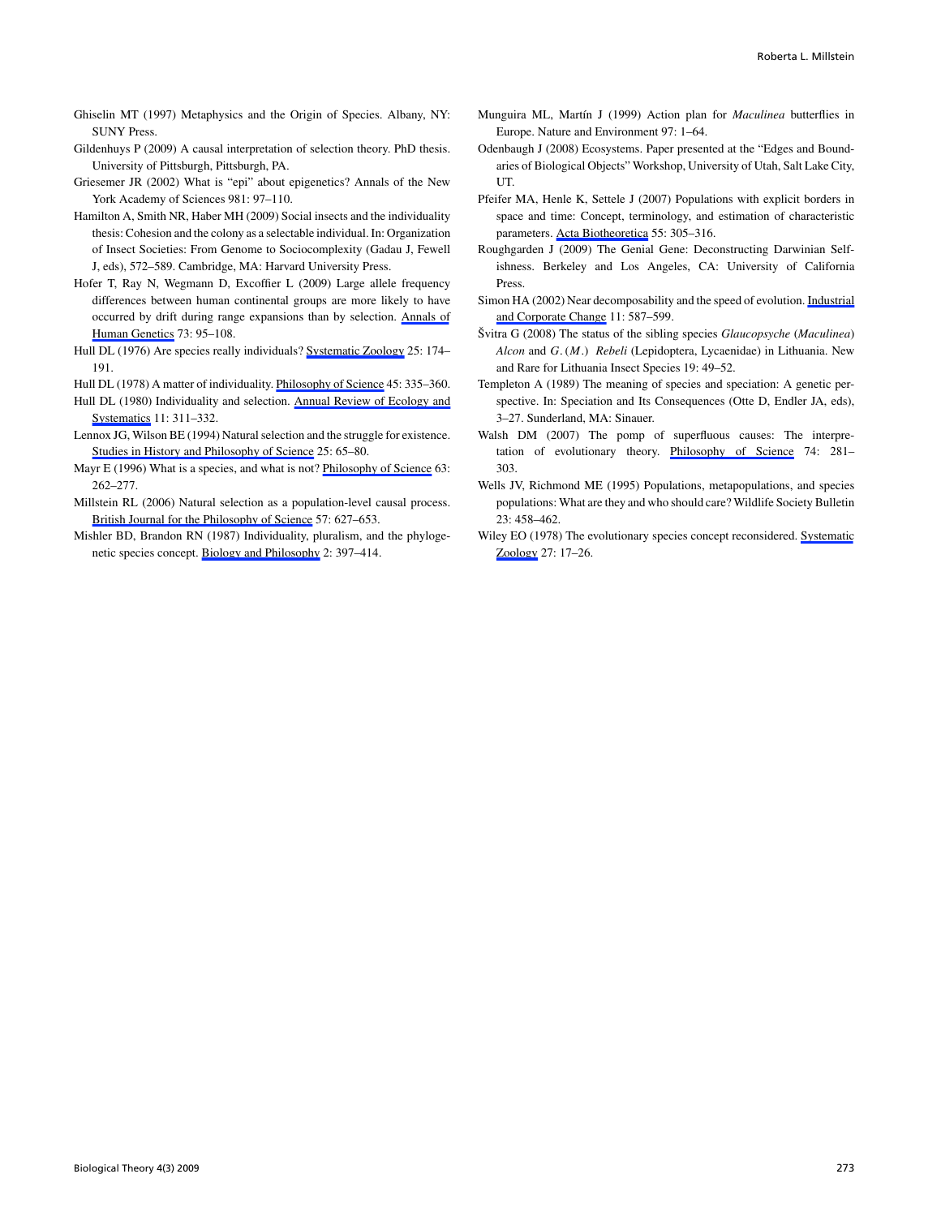Ghiselin MT (1997) Metaphysics and the Origin of Species. Albany, NY: SUNY Press.

Gildenhuys P (2009) A causal interpretation of selection theory. PhD thesis. University of Pittsburgh, Pittsburgh, PA.

Griesemer JR (2002) What is "epi" about epigenetics? Annals of the New York Academy of Sciences 981: 97–110.

Hamilton A, Smith NR, Haber MH (2009) Social insects and the individuality thesis: Cohesion and the colony as a selectable individual. In: Organization of Insect Societies: From Genome to Sociocomplexity (Gadau J, Fewell J, eds), 572–589. Cambridge, MA: Harvard University Press.

Hofer T, Ray N, Wegmann D, Excoffier L (2009) Large allele frequency differences between human continental groups are more likely to have occurred by drift during range expansions than by selection. Annals of Human Genetics 73: 95–108.

Hull DL (1976) Are species really individuals? Systematic Zoology 25: 174–191.

Hull DL (1978) A matter of individuality. Philosophy of Science 45: 335–360.

Hull DL (1980) Individuality and selection. Annual Review of Ecology and Systematics 11: 311–332.

Lennox JG, Wilson BE (1994) Natural selection and the struggle for existence. Studies in History and Philosophy of Science 25: 65–80.

Mayr E (1996) What is a species, and what is not? Philosophy of Science 63: 262–277.

Millstein RL (2006) Natural selection as a population-level causal process. British Journal for the Philosophy of Science 57: 627–653.

Mishler BD, Brandon RN (1987) Individuality, pluralism, and the phylogenetic species concept. Biology and Philosophy 2: 397–414.

Munguira ML, Martín J (1999) Action plan for *Maculinea* butterflies in Europe. Nature and Environment 97: 1–64.

Odenbaugh J (2008) Ecosystems. Paper presented at the "Edges and Boundaries of Biological Objects" Workshop, University of Utah, Salt Lake City, UT.

Pfeifer MA, Henle K, Settele J (2007) Populations with explicit borders in space and time: Concept, terminology, and estimation of characteristic parameters. Acta Biotheoretica 55: 305–316.

Roughgarden J (2009) The Genial Gene: Deconstructing Darwinian Selfishness. Berkeley and Los Angeles, CA: University of California Press.

Simon HA (2002) Near decomposability and the speed of evolution. Industrial and Corporate Change 11: 587–599.

Švitra G (2008) The status of the sibling species *Glaucopsyche* (*Maculinea*) *Alcon* and *G.* (*M.*) *Rebeli* (Lepidoptera, Lycaenidae) in Lithuania. New and Rare for Lithuania Insect Species 19: 49–52.

Templeton A (1989) The meaning of species and speciation: A genetic perspective. In: Speciation and Its Consequences (Otte D, Endler JA, eds), 3–27. Sunderland, MA: Sinauer.

Walsh DM (2007) The pomp of superfluous causes: The interpretation of evolutionary theory. Philosophy of Science 74: 281–303.

Wells JV, Richmond ME (1995) Populations, metapopulations, and species populations: What are they and who should care? Wildlife Society Bulletin 23: 458–462.

Wiley EO (1978) The evolutionary species concept reconsidered. Systematic Zoology 27: 17–26.